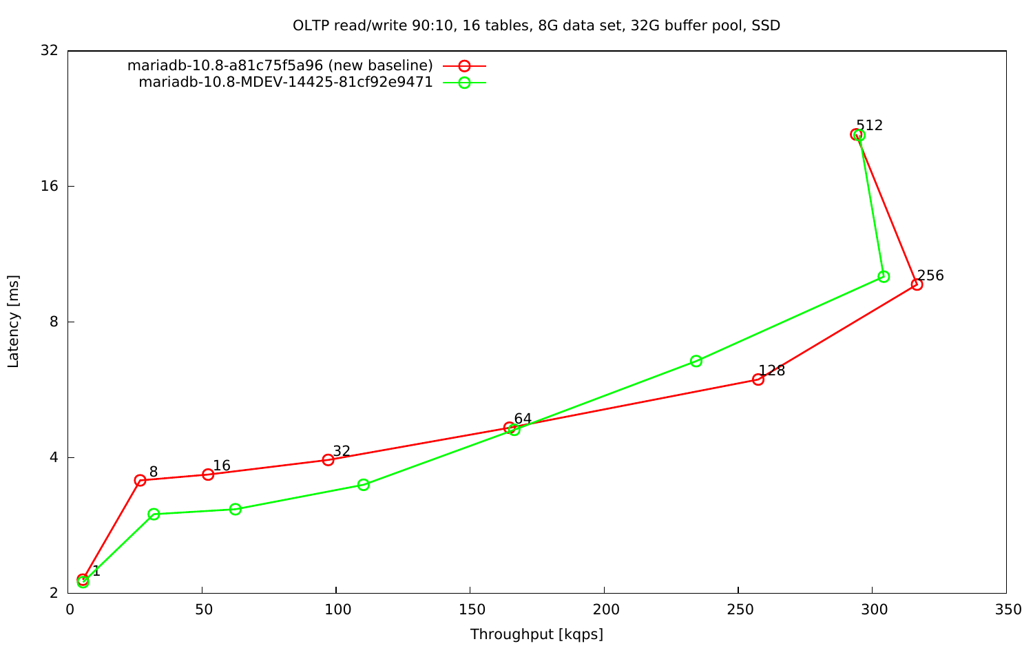OLTP read/write 90:10, 16 tables, 8G data set, 32G buffer pool, SSD

- mariadb-10.8-a81c75f5a96 (new baseline)
- mariadb-10.8-MDEV-14425-81cf92e9471

Latency [ms]

Throughput [kqps]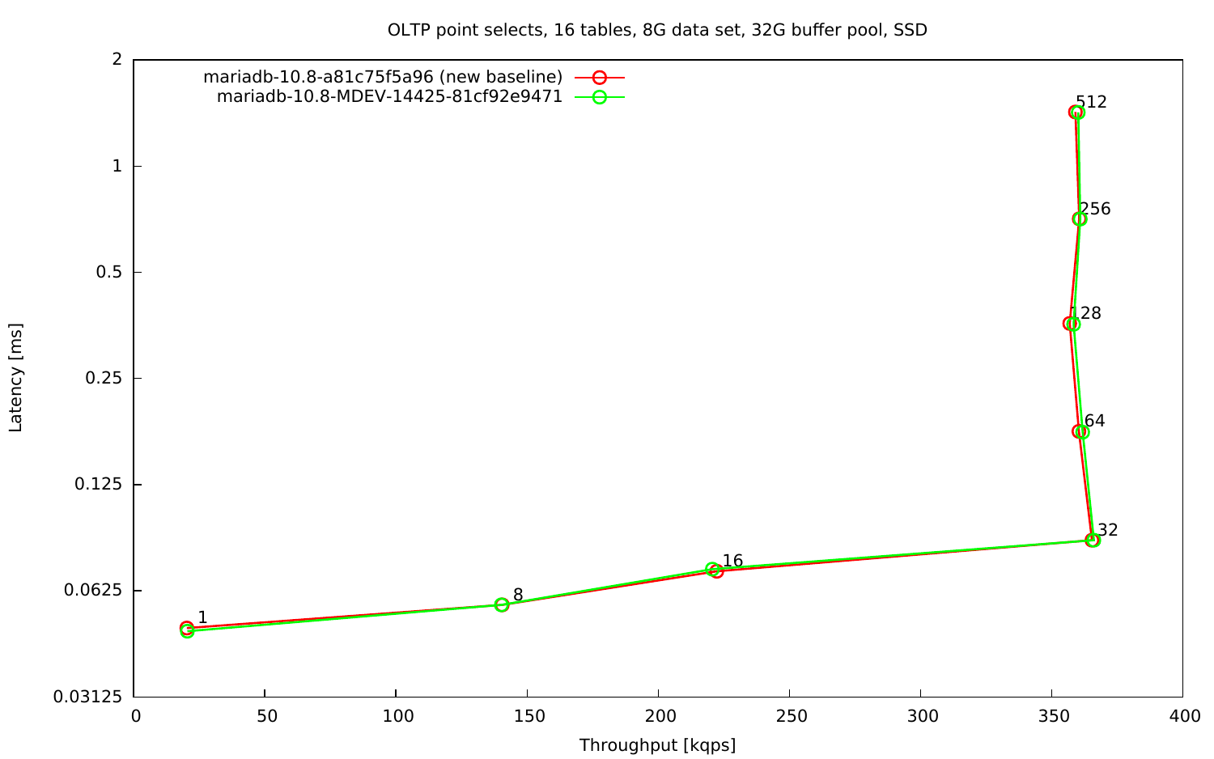OLTP point selects, 16 tables, 8G data set, 32G buffer pool, SSD

- mariadb-10.8-a81c75f5a96 (new baseline)
- mariadb-10.8-MDEV-14425-81cf92e9471

Latency [ms]

Throughput [kqps]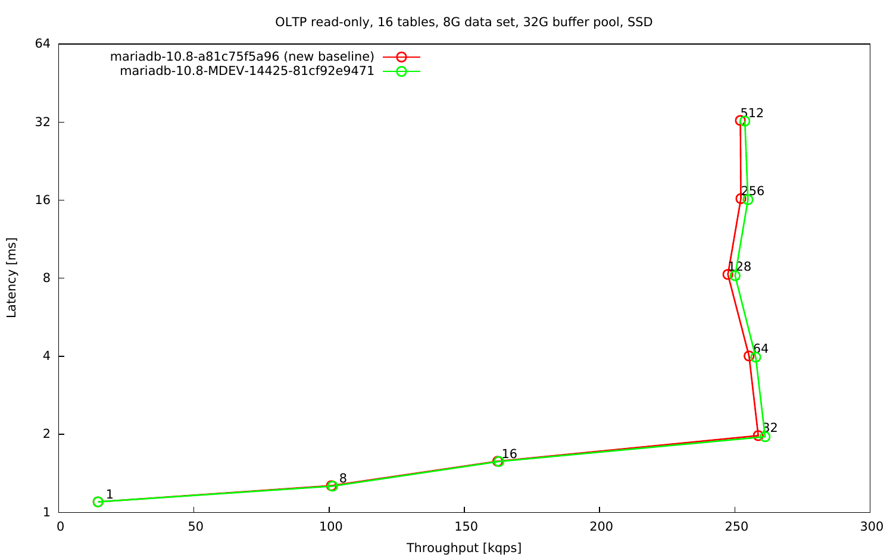OLTP read-only, 16 tables, 8G data set, 32G buffer pool, SSD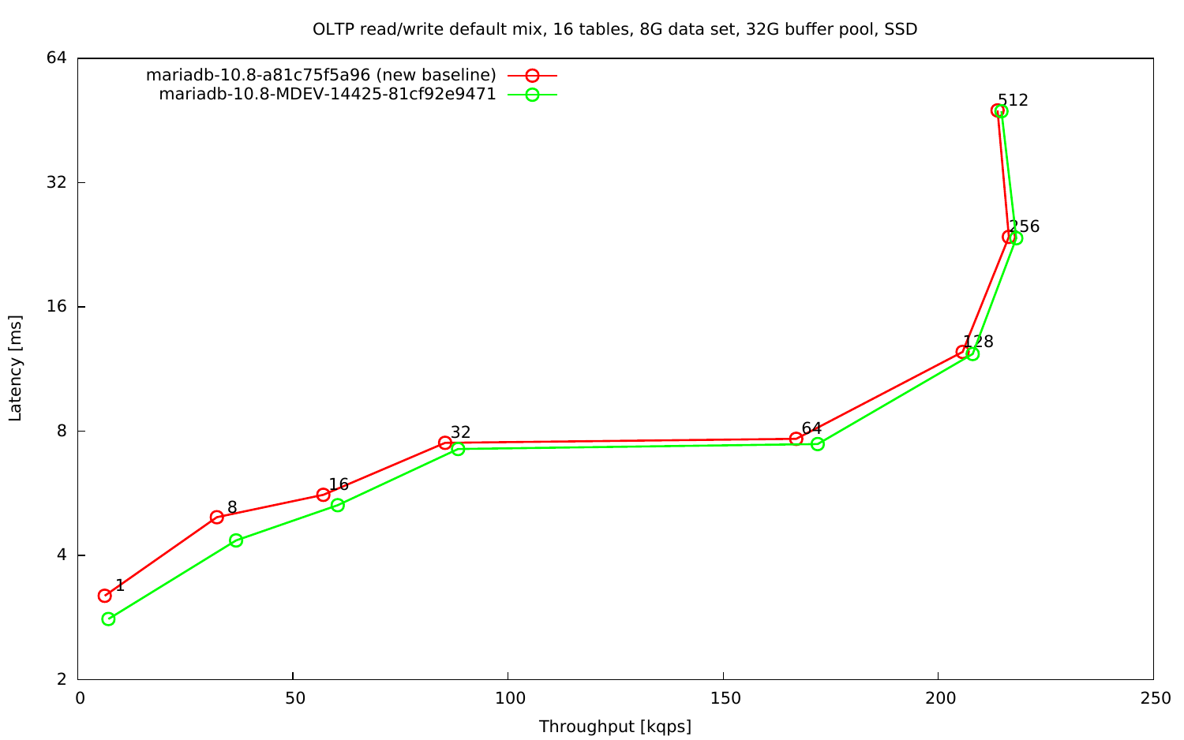OLTP read/write default mix, 16 tables, 8G data set, 32G buffer pool, SSD

mariadb-10.8-a81c75f5a96 (new baseline)
mariadb-10.8-MDEV-14425-81cf92e9471

Latency [ms]

Throughput [kqps]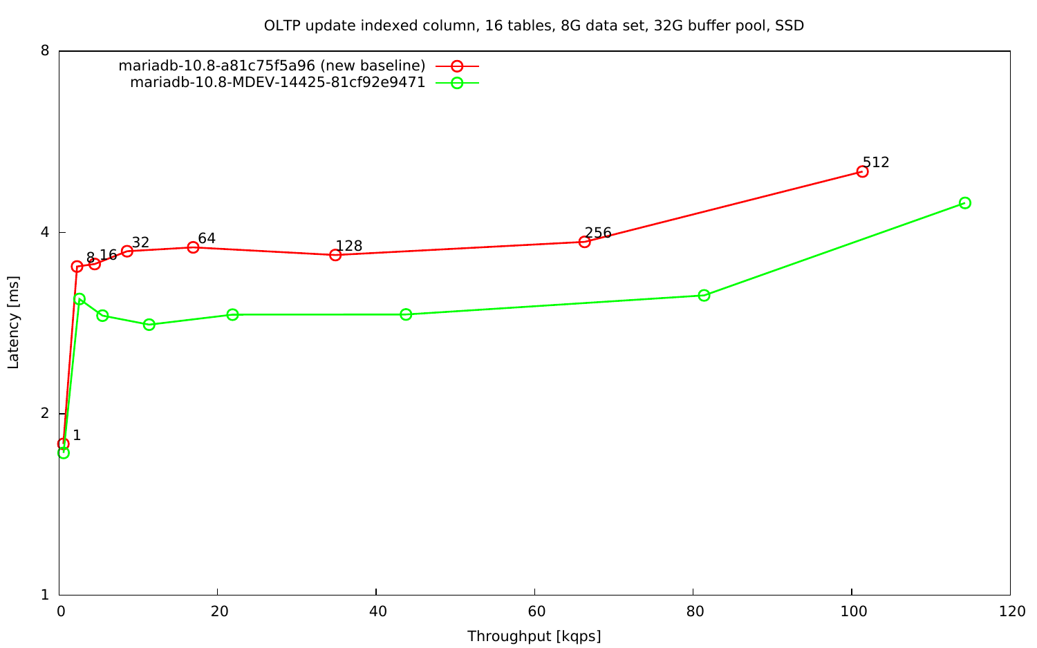OLTP update indexed column, 16 tables, 8G data set, 32G buffer pool, SSD

mariadb-10.8-a81c75f5a96 (new baseline)

mariadb-10.8-MDEV-14425-81cf92e9471

Latency [ms]

Throughput [kqps]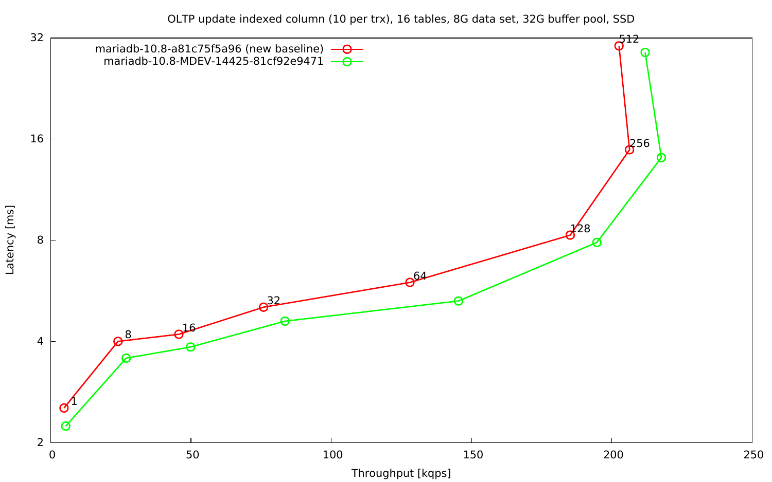OLTP update indexed column (10 per trx), 16 tables, 8G data set, 32G buffer pool, SSD

- mariadb-10.8-a81c75f5a96 (new baseline)
- mariadb-10.8-MDEV-14425-81cf92e9471

Latency [ms]

Throughput [kqps]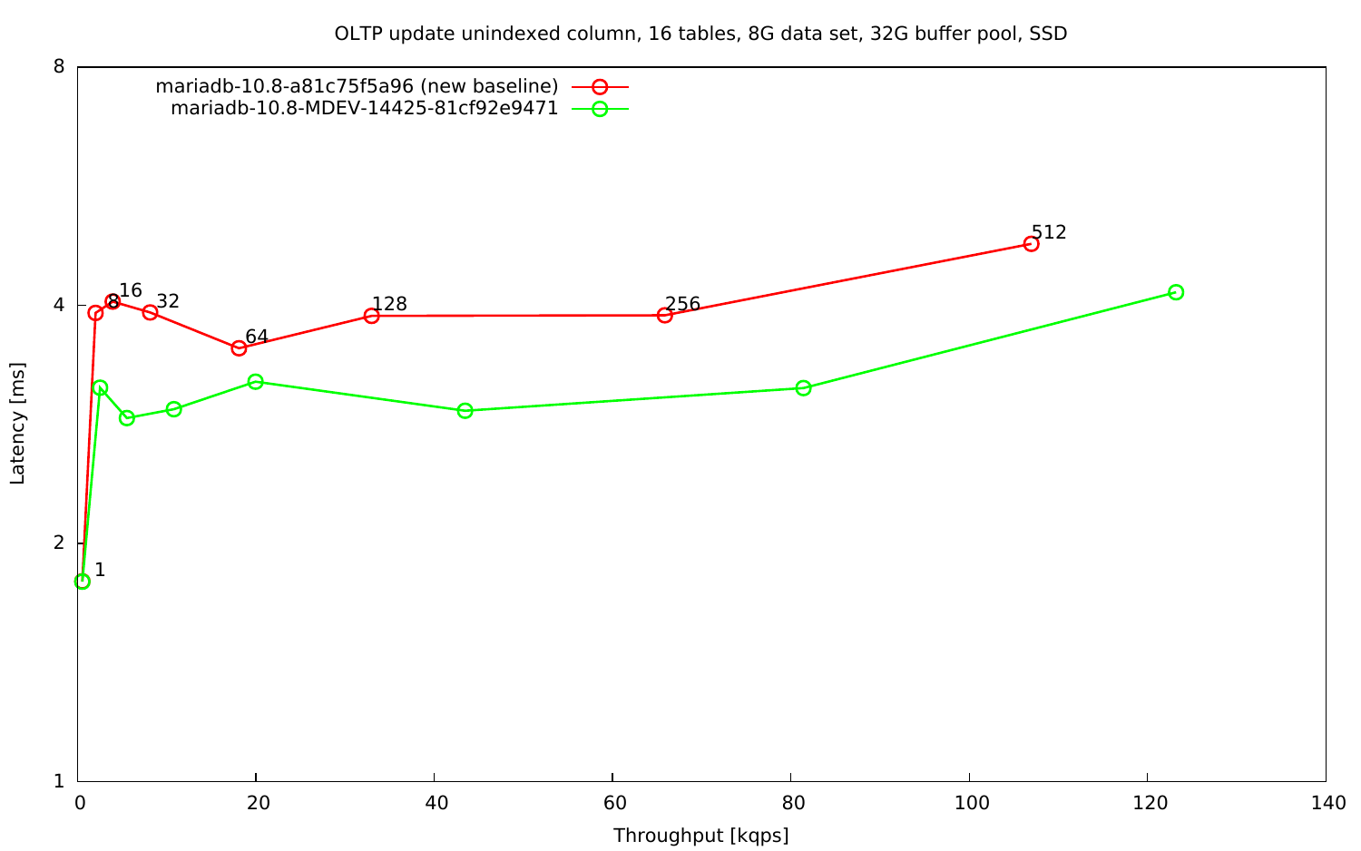OLTP update unindexed column, 16 tables, 8G data set, 32G buffer pool, SSD

- mariadb-10.8-a81c75f5a96 (new baseline)
- mariadb-10.8-MDEV-14425-81cf92e9471

Latency [ms]

Throughput [kqps]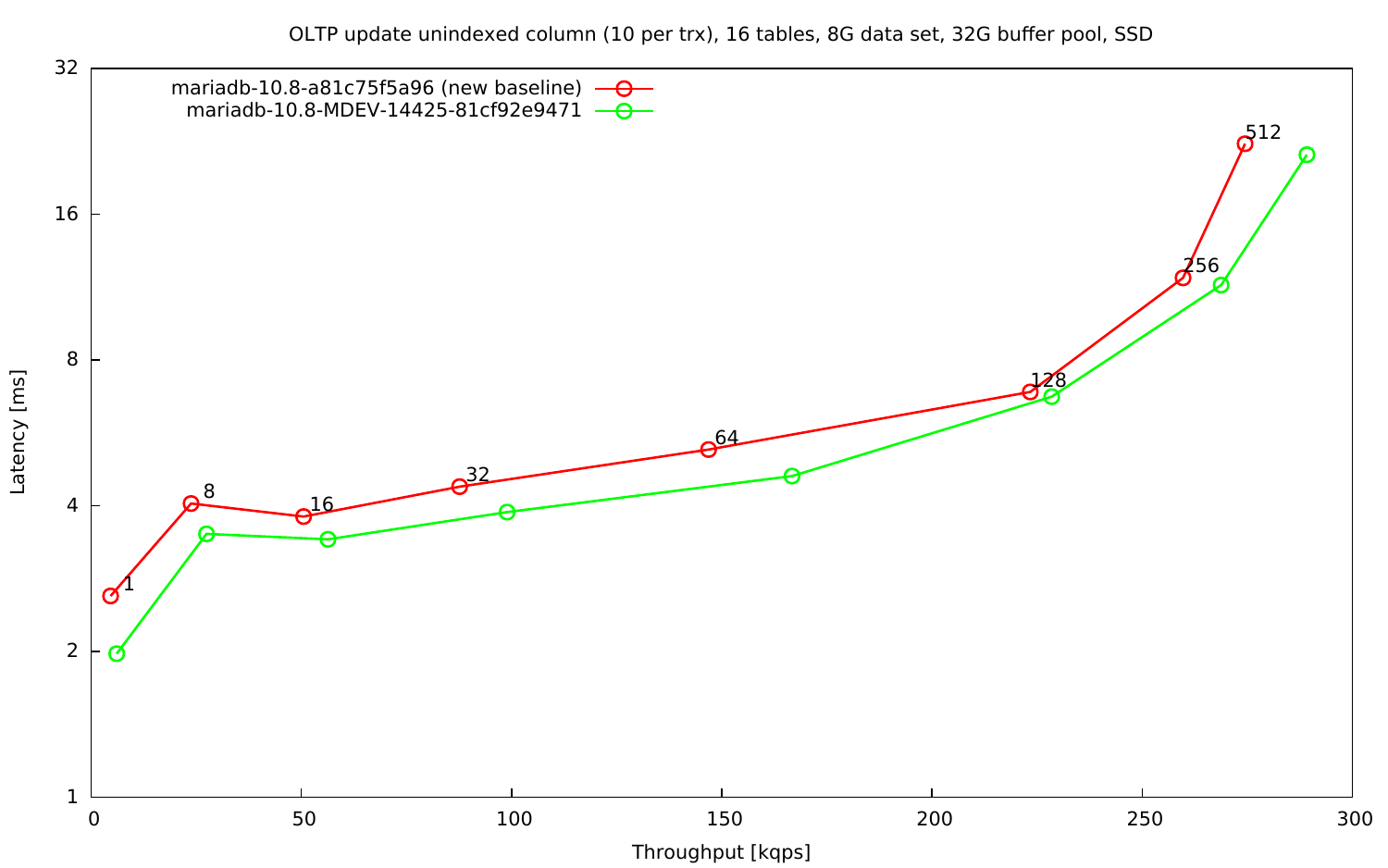OLTP update unindexed column (10 per trx), 16 tables, 8G data set, 32G buffer pool, SSD

mariadb-10.8-a81c75f5a96 (new baseline)

mariadb-10.8-MDEV-14425-81cf92e9471

Latency [ms]

32

16

8

4

2

1

Throughput [kqps]

0

50

100

150

200

250

300

1

8

16

32

64

128

256

512